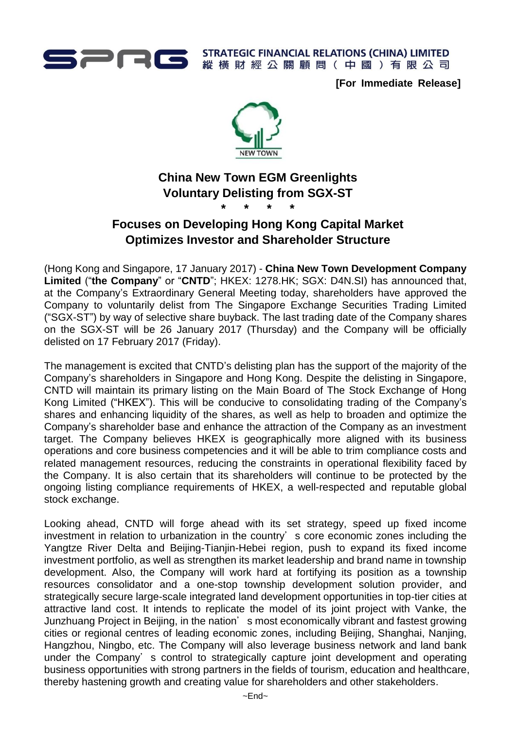STRATEGIC FINANCIAL RELATIONS (CHINA) LIMITED
縱橫財經公關顧問（中國）有限公司

**[For Immediate Release]**

# China New Town EGM Greenlights Voluntary Delisting from SGX-ST

\* \* \* \*

## Focuses on Developing Hong Kong Capital Market Optimizes Investor and Shareholder Structure

(Hong Kong and Singapore, 17 January 2017) - **China New Town Development Company Limited** ("**the Company**" or "**CNTD**"; HKEX: 1278.HK; SGX: D4N.SI) has announced that, at the Company's Extraordinary General Meeting today, shareholders have approved the Company to voluntarily delist from The Singapore Exchange Securities Trading Limited ("SGX-ST") by way of selective share buyback. The last trading date of the Company shares on the SGX-ST will be 26 January 2017 (Thursday) and the Company will be officially delisted on 17 February 2017 (Friday).

The management is excited that CNTD's delisting plan has the support of the majority of the Company's shareholders in Singapore and Hong Kong. Despite the delisting in Singapore, CNTD will maintain its primary listing on the Main Board of The Stock Exchange of Hong Kong Limited ("HKEX"). This will be conducive to consolidating trading of the Company's shares and enhancing liquidity of the shares, as well as help to broaden and optimize the Company's shareholder base and enhance the attraction of the Company as an investment target. The Company believes HKEX is geographically more aligned with its business operations and core business competencies and it will be able to trim compliance costs and related management resources, reducing the constraints in operational flexibility faced by the Company. It is also certain that its shareholders will continue to be protected by the ongoing listing compliance requirements of HKEX, a well-respected and reputable global stock exchange.

Looking ahead, CNTD will forge ahead with its set strategy, speed up fixed income investment in relation to urbanization in the country's core economic zones including the Yangtze River Delta and Beijing-Tianjin-Hebei region, push to expand its fixed income investment portfolio, as well as strengthen its market leadership and brand name in township development. Also, the Company will work hard at fortifying its position as a township resources consolidator and a one-stop township development solution provider, and strategically secure large-scale integrated land development opportunities in top-tier cities at attractive land cost. It intends to replicate the model of its joint project with Vanke, the Junzhuang Project in Beijing, in the nation's most economically vibrant and fastest growing cities or regional centres of leading economic zones, including Beijing, Shanghai, Nanjing, Hangzhou, Ningbo, etc. The Company will also leverage business network and land bank under the Company's control to strategically capture joint development and operating business opportunities with strong partners in the fields of tourism, education and healthcare, thereby hastening growth and creating value for shareholders and other stakeholders.

~End~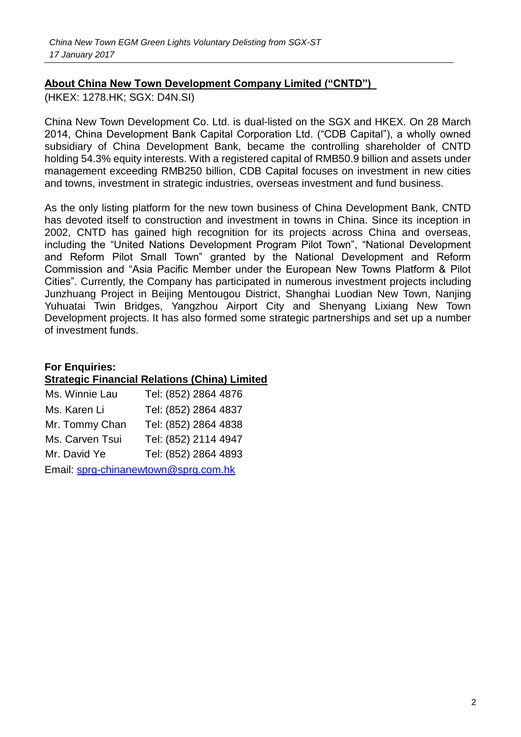## About China New Town Development Company Limited ("CNTD")

(HKEX: 1278.HK; SGX: D4N.SI)

China New Town Development Co. Ltd. is dual-listed on the SGX and HKEX. On 28 March 2014, China Development Bank Capital Corporation Ltd. ("CDB Capital"), a wholly owned subsidiary of China Development Bank, became the controlling shareholder of CNTD holding 54.3% equity interests. With a registered capital of RMB50.9 billion and assets under management exceeding RMB250 billion, CDB Capital focuses on investment in new cities and towns, investment in strategic industries, overseas investment and fund business.

As the only listing platform for the new town business of China Development Bank, CNTD has devoted itself to construction and investment in towns in China. Since its inception in 2002, CNTD has gained high recognition for its projects across China and overseas, including the "United Nations Development Program Pilot Town", "National Development and Reform Pilot Small Town" granted by the National Development and Reform Commission and "Asia Pacific Member under the European New Towns Platform & Pilot Cities". Currently, the Company has participated in numerous investment projects including Junzhuang Project in Beijing Mentougou District, Shanghai Luodian New Town, Nanjing Yuhuatai Twin Bridges, Yangzhou Airport City and Shenyang Lixiang New Town Development projects. It has also formed some strategic partnerships and set up a number of investment funds.

**For Enquiries:**
**Strategic Financial Relations (China) Limited**

| | |
|---|---|
| Ms. Winnie Lau | Tel: (852) 2864 4876 |
| Ms. Karen Li | Tel: (852) 2864 4837 |
| Mr. Tommy Chan | Tel: (852) 2864 4838 |
| Ms. Carven Tsui | Tel: (852) 2114 4947 |
| Mr. David Ye | Tel: (852) 2864 4893 |

Email: sprg-chinanewtown@sprg.com.hk